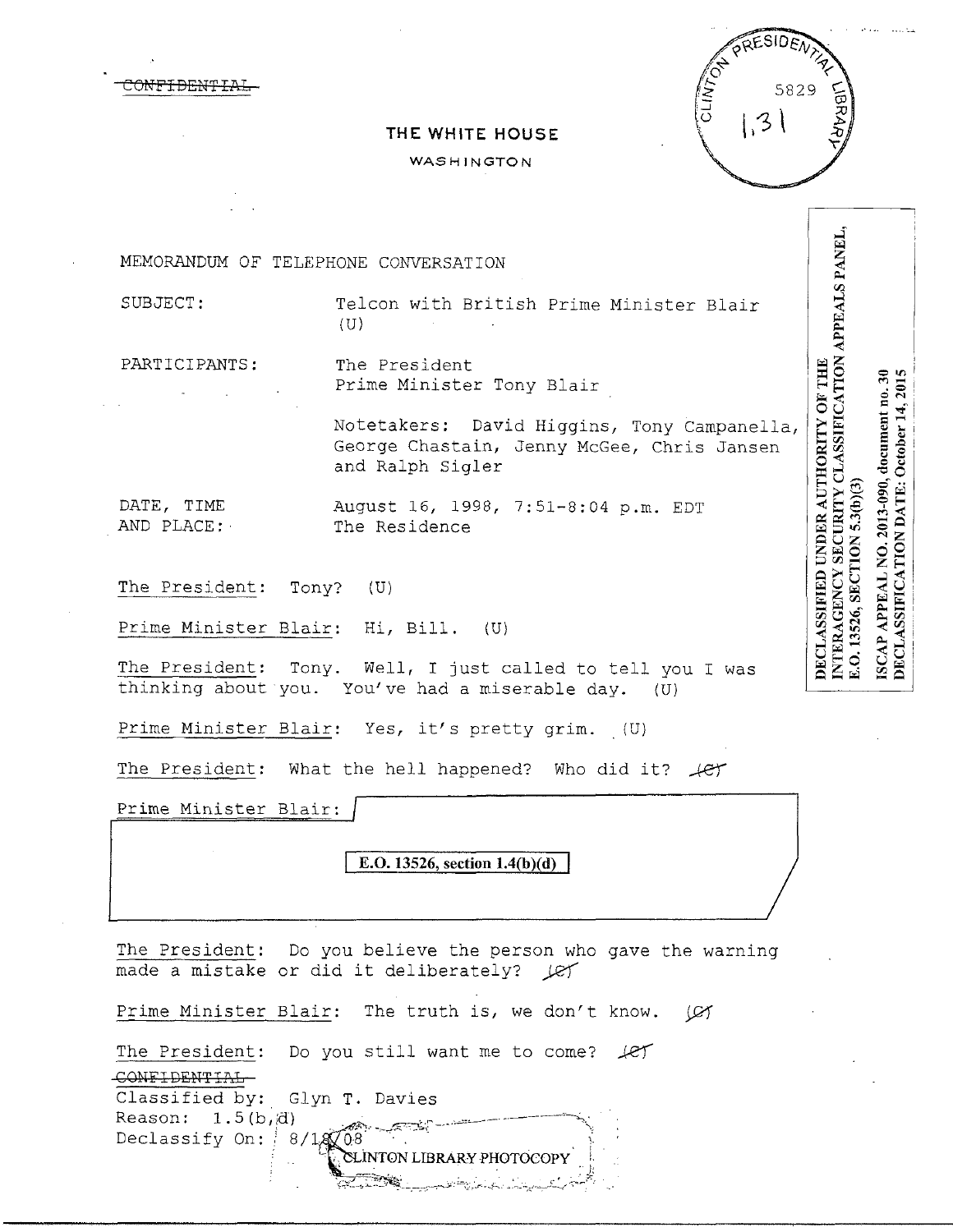~~CONFIDENTIAL~~

# THE WHITE HOUSE

WASHINGTON

CLINTON PRESIDENTIAL LIBRARY 5829 1.31

DECLASSIFIED UNDER AUTHORITY OF THE INTERAGENCY SECURITY CLASSIFICATION APPEALS PANEL, E.O. 13526, SECTION 5.3(b)(3)

ISCAP APPEAL NO. 2013-090, document no. 30
DECLASSIFICATION DATE: October 14, 2015

MEMORANDUM OF TELEPHONE CONVERSATION

SUBJECT: Telcon with British Prime Minister Blair (U)

PARTICIPANTS: The President
Prime Minister Tony Blair

Notetakers: David Higgins, Tony Campanella, George Chastain, Jenny McGee, Chris Jansen and Ralph Sigler

DATE, TIME AND PLACE: August 16, 1998, 7:51-8:04 p.m. EDT
The Residence

The President: Tony? (U)

Prime Minister Blair: Hi, Bill. (U)

The President: Tony. Well, I just called to tell you I was thinking about you. You've had a miserable day. (U)

Prime Minister Blair: Yes, it's pretty grim. (U)

The President: What the hell happened? Who did it? ~~(C)~~

Prime Minister Blair:

**E.O. 13526, section 1.4(b)(d)**

The President: Do you believe the person who gave the warning made a mistake or did it deliberately? ~~(C)~~

Prime Minister Blair: The truth is, we don't know. ~~(C)~~

The President: Do you still want me to come? ~~(C)~~

~~CONFIDENTIAL~~
Classified by: Glyn T. Davies
Reason: 1.5(b,d)
Declassify On: 8/18/08

CLINTON LIBRARY PHOTOCOPY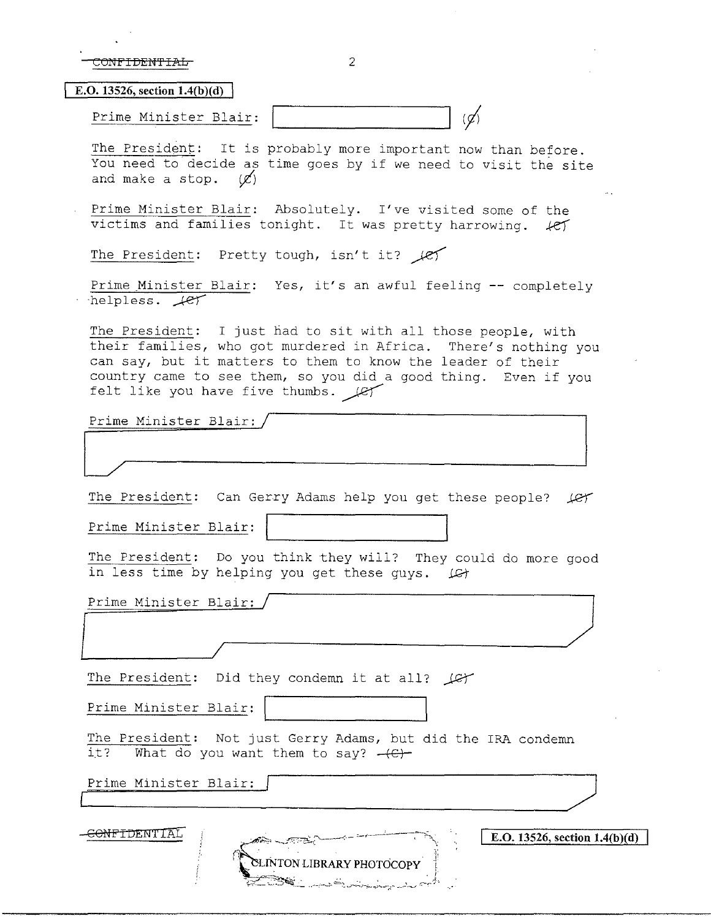~~CONFIDENTIAL~~

E.O. 13526, section 1.4(b)(d)

Prime Minister Blair: [redacted] (~~C~~)

The President: It is probably more important now than before. You need to decide as time goes by if we need to visit the site and make a stop. (~~C~~)

Prime Minister Blair: Absolutely. I've visited some of the victims and families tonight. It was pretty harrowing. (~~C~~)

The President: Pretty tough, isn't it? (~~C~~)

Prime Minister Blair: Yes, it's an awful feeling -- completely helpless. (~~C~~)

The President: I just had to sit with all those people, with their families, who got murdered in Africa. There's nothing you can say, but it matters to them to know the leader of their country came to see them, so you did a good thing. Even if you felt like you have five thumbs. (~~C~~)

Prime Minister Blair: [redacted]

The President: Can Gerry Adams help you get these people? (~~C~~)

Prime Minister Blair: [redacted]

The President: Do you think they will? They could do more good in less time by helping you get these guys. (~~C~~)

Prime Minister Blair: [redacted]

The President: Did they condemn it at all? (~~C~~)

Prime Minister Blair: [redacted]

The President: Not just Gerry Adams, but did the IRA condemn it? What do you want them to say? (~~C~~)

Prime Minister Blair: [redacted]

~~CONFIDENTIAL~~

E.O. 13526, section 1.4(b)(d)

CLINTON LIBRARY PHOTOCOPY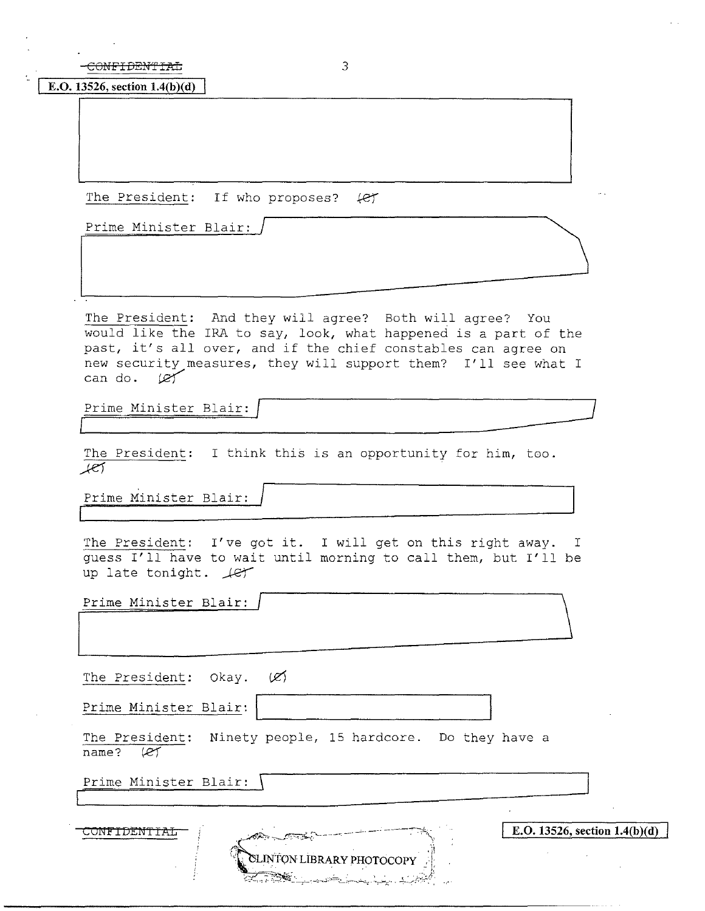~~CONFIDENTIAL~~

E.O. 13526, section 1.4(b)(d)

The President: If who proposes? (C)

Prime Minister Blair:

The President: And they will agree? Both will agree? You would like the IRA to say, look, what happened is a part of the past, it's all over, and if the chief constables can agree on new security measures, they will support them? I'll see what I can do. (C)

Prime Minister Blair:

The President: I think this is an opportunity for him, too. (C)

Prime Minister Blair:

The President: I've got it. I will get on this right away. I guess I'll have to wait until morning to call them, but I'll be up late tonight. (C)

Prime Minister Blair:

The President: Okay. (C)

Prime Minister Blair:

The President: Ninety people, 15 hardcore. Do they have a name? (C)

Prime Minister Blair:

~~CONFIDENTIAL~~

E.O. 13526, section 1.4(b)(d)

CLINTON LIBRARY PHOTOCOPY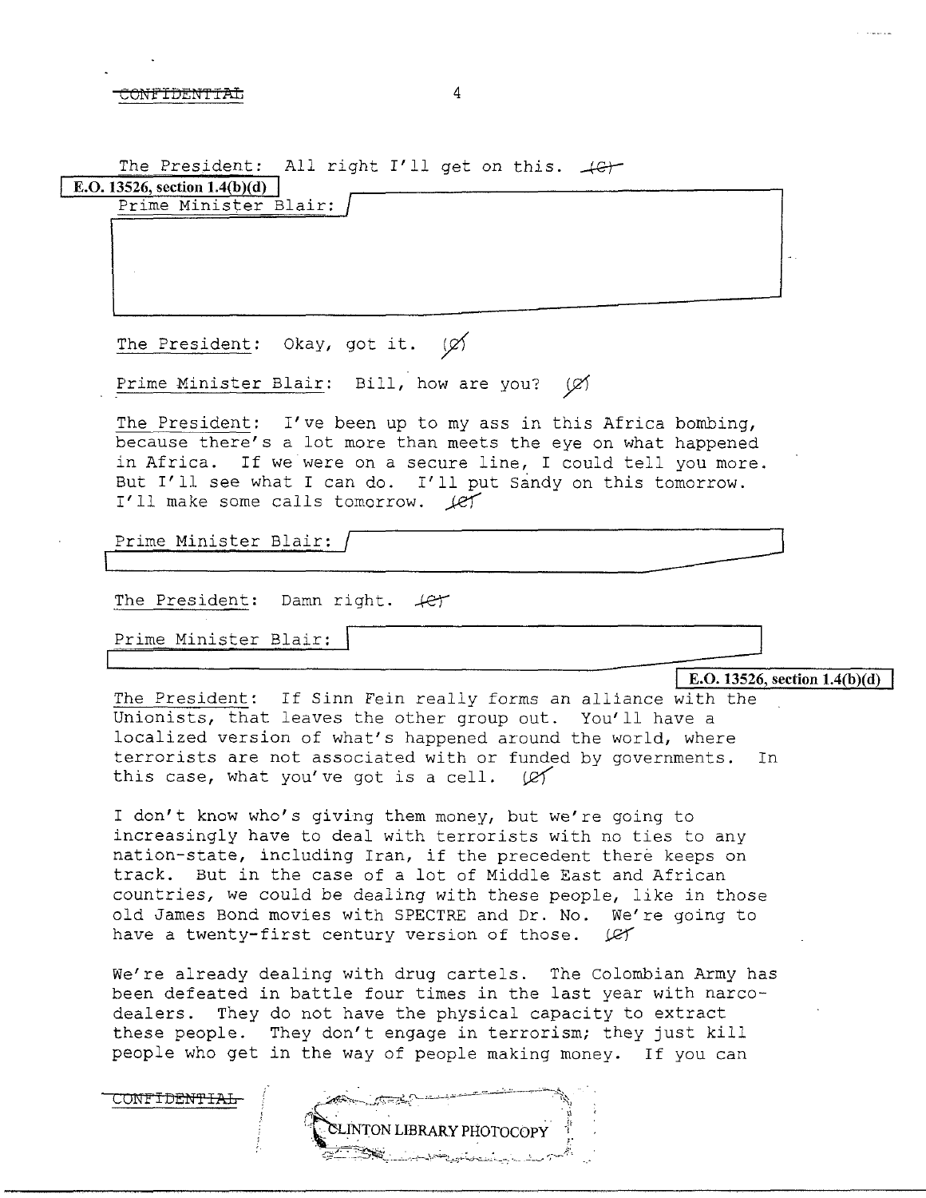CONFIDENTIAL

The President: All right I'll get on this. (C)

E.O. 13526, section 1.4(b)(d)

Prime Minister Blair:

The President: Okay, got it. (C)

Prime Minister Blair: Bill, how are you? (C)

The President: I've been up to my ass in this Africa bombing, because there's a lot more than meets the eye on what happened in Africa. If we were on a secure line, I could tell you more. But I'll see what I can do. I'll put Sandy on this tomorrow. I'll make some calls tomorrow. (C)

Prime Minister Blair:

The President: Damn right. (C)

Prime Minister Blair:

E.O. 13526, section 1.4(b)(d)

The President: If Sinn Fein really forms an alliance with the Unionists, that leaves the other group out. You'll have a localized version of what's happened around the world, where terrorists are not associated with or funded by governments. In this case, what you've got is a cell. (C)

I don't know who's giving them money, but we're going to increasingly have to deal with terrorists with no ties to any nation-state, including Iran, if the precedent there keeps on track. But in the case of a lot of Middle East and African countries, we could be dealing with these people, like in those old James Bond movies with SPECTRE and Dr. No. We're going to have a twenty-first century version of those. (C)

We're already dealing with drug cartels. The Colombian Army has been defeated in battle four times in the last year with narco-dealers. They do not have the physical capacity to extract these people. They don't engage in terrorism; they just kill people who get in the way of people making money. If you can

CONFIDENTIAL

CLINTON LIBRARY PHOTOCOPY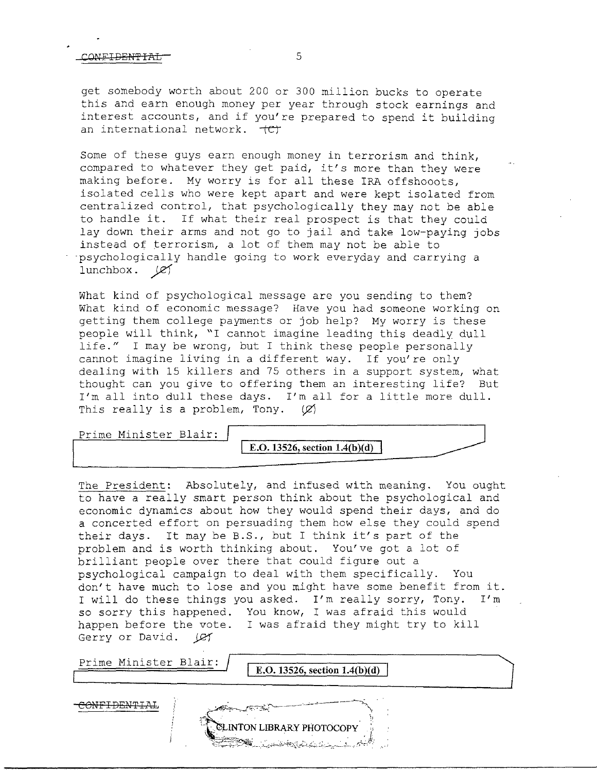get somebody worth about 200 or 300 million bucks to operate this and earn enough money per year through stock earnings and interest accounts, and if you're prepared to spend it building an international network. (C)

Some of these guys earn enough money in terrorism and think, compared to whatever they get paid, it's more than they were making before. My worry is for all these IRA offshooots, isolated cells who were kept apart and were kept isolated from centralized control, that psychologically they may not be able to handle it. If what their real prospect is that they could lay down their arms and not go to jail and take low-paying jobs instead of terrorism, a lot of them may not be able to psychologically handle going to work everyday and carrying a lunchbox. (C)

What kind of psychological message are you sending to them? What kind of economic message? Have you had someone working on getting them college payments or job help? My worry is these people will think, "I cannot imagine leading this deadly dull life." I may be wrong, but I think these people personally cannot imagine living in a different way. If you're only dealing with 15 killers and 75 others in a support system, what thought can you give to offering them an interesting life? But I'm all into dull these days. I'm all for a little more dull. This really is a problem, Tony. (C)

Prime Minister Blair: E.O. 13526, section 1.4(b)(d)

The President: Absolutely, and infused with meaning. You ought to have a really smart person think about the psychological and economic dynamics about how they would spend their days, and do a concerted effort on persuading them how else they could spend their days. It may be B.S., but I think it's part of the problem and is worth thinking about. You've got a lot of brilliant people over there that could figure out a psychological campaign to deal with them specifically. You don't have much to lose and you might have some benefit from it. I will do these things you asked. I'm really sorry, Tony. I'm so sorry this happened. You know, I was afraid this would happen before the vote. I was afraid they might try to kill Gerry or David. (C)

Prime Minister Blair: E.O. 13526, section 1.4(b)(d)

CONFIDENTIAL

CLINTON LIBRARY PHOTOCOPY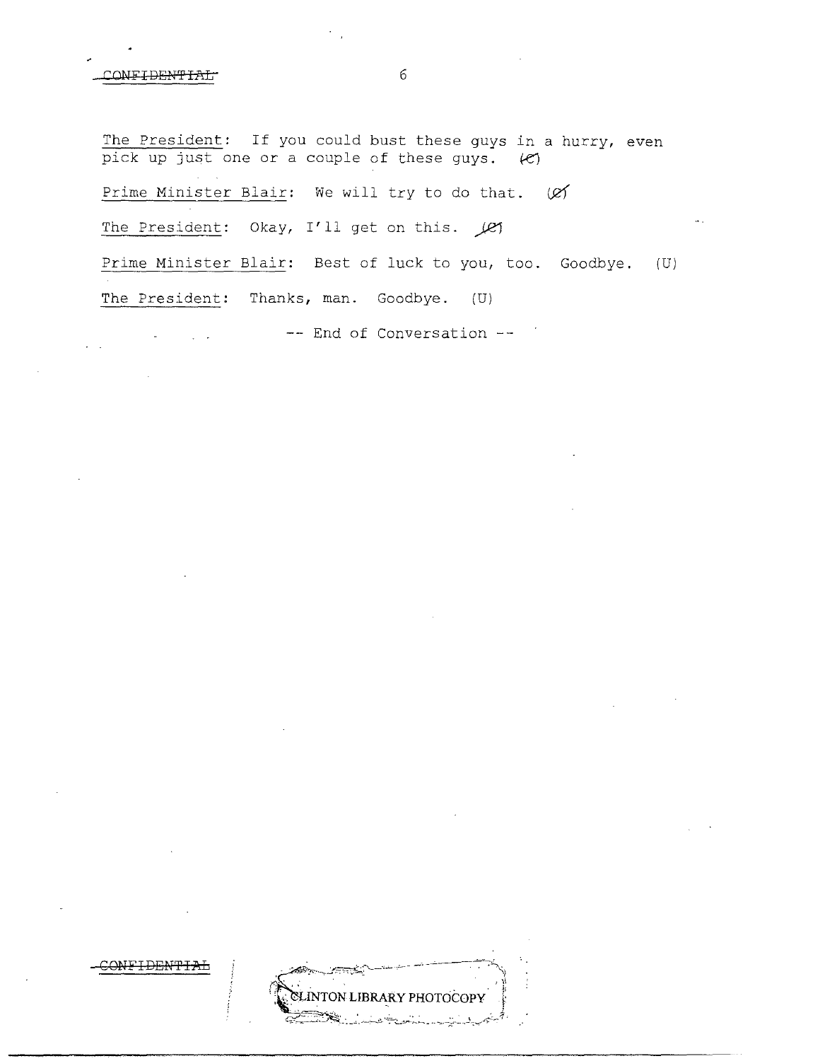The President: If you could bust these guys in a hurry, even pick up just one or a couple of these guys. (C)

Prime Minister Blair: We will try to do that. (C)

The President: Okay, I'll get on this. (C)

Prime Minister Blair: Best of luck to you, too. Goodbye. (U)

The President: Thanks, man. Goodbye. (U)

-- End of Conversation --

CLINTON LIBRARY PHOTOCOPY